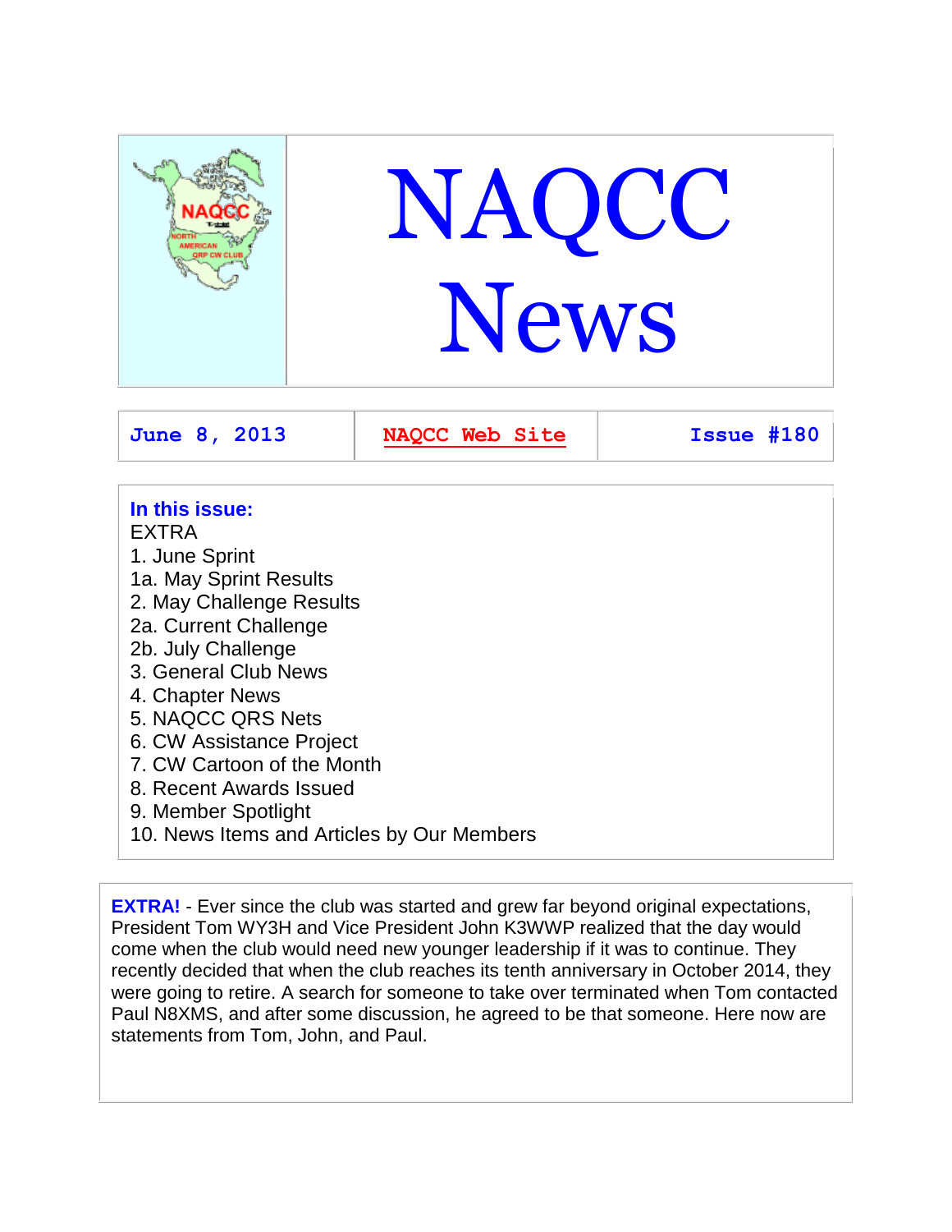# NAQCC News

| June 8, 2013 | NAQCC Web Site | Issue #180 |
|---|---|---|

**In this issue:**

EXTRA
1. June Sprint
1a. May Sprint Results
2. May Challenge Results
2a. Current Challenge
2b. July Challenge
3. General Club News
4. Chapter News
5. NAQCC QRS Nets
6. CW Assistance Project
7. CW Cartoon of the Month
8. Recent Awards Issued
9. Member Spotlight
10. News Items and Articles by Our Members

**EXTRA!** - Ever since the club was started and grew far beyond original expectations, President Tom WY3H and Vice President John K3WWP realized that the day would come when the club would need new younger leadership if it was to continue. They recently decided that when the club reaches its tenth anniversary in October 2014, they were going to retire. A search for someone to take over terminated when Tom contacted Paul N8XMS, and after some discussion, he agreed to be that someone. Here now are statements from Tom, John, and Paul.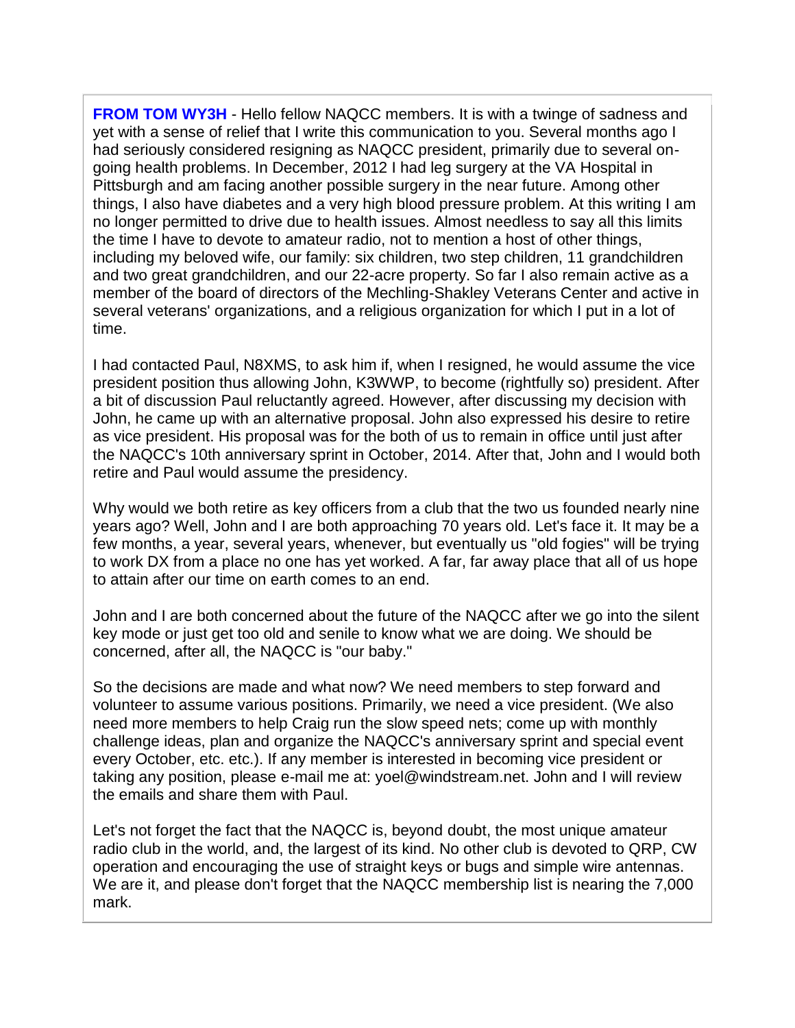**FROM TOM WY3H** - Hello fellow NAQCC members. It is with a twinge of sadness and yet with a sense of relief that I write this communication to you. Several months ago I had seriously considered resigning as NAQCC president, primarily due to several on-going health problems. In December, 2012 I had leg surgery at the VA Hospital in Pittsburgh and am facing another possible surgery in the near future. Among other things, I also have diabetes and a very high blood pressure problem. At this writing I am no longer permitted to drive due to health issues. Almost needless to say all this limits the time I have to devote to amateur radio, not to mention a host of other things, including my beloved wife, our family: six children, two step children, 11 grandchildren and two great grandchildren, and our 22-acre property. So far I also remain active as a member of the board of directors of the Mechling-Shakley Veterans Center and active in several veterans' organizations, and a religious organization for which I put in a lot of time.

I had contacted Paul, N8XMS, to ask him if, when I resigned, he would assume the vice president position thus allowing John, K3WWP, to become (rightfully so) president. After a bit of discussion Paul reluctantly agreed. However, after discussing my decision with John, he came up with an alternative proposal. John also expressed his desire to retire as vice president. His proposal was for the both of us to remain in office until just after the NAQCC's 10th anniversary sprint in October, 2014. After that, John and I would both retire and Paul would assume the presidency.

Why would we both retire as key officers from a club that the two us founded nearly nine years ago? Well, John and I are both approaching 70 years old. Let's face it. It may be a few months, a year, several years, whenever, but eventually us "old fogies" will be trying to work DX from a place no one has yet worked. A far, far away place that all of us hope to attain after our time on earth comes to an end.

John and I are both concerned about the future of the NAQCC after we go into the silent key mode or just get too old and senile to know what we are doing. We should be concerned, after all, the NAQCC is "our baby."

So the decisions are made and what now? We need members to step forward and volunteer to assume various positions. Primarily, we need a vice president. (We also need more members to help Craig run the slow speed nets; come up with monthly challenge ideas, plan and organize the NAQCC's anniversary sprint and special event every October, etc. etc.). If any member is interested in becoming vice president or taking any position, please e-mail me at: yoel@windstream.net. John and I will review the emails and share them with Paul.

Let's not forget the fact that the NAQCC is, beyond doubt, the most unique amateur radio club in the world, and, the largest of its kind. No other club is devoted to QRP, CW operation and encouraging the use of straight keys or bugs and simple wire antennas. We are it, and please don't forget that the NAQCC membership list is nearing the 7,000 mark.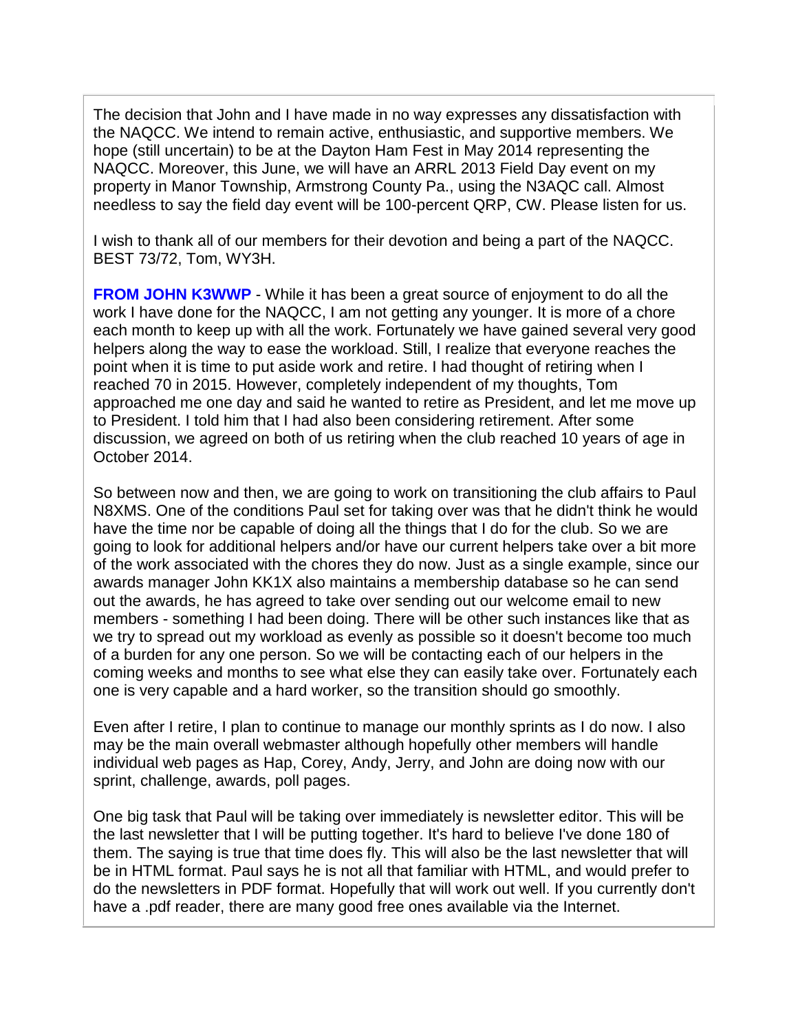The decision that John and I have made in no way expresses any dissatisfaction with the NAQCC. We intend to remain active, enthusiastic, and supportive members. We hope (still uncertain) to be at the Dayton Ham Fest in May 2014 representing the NAQCC. Moreover, this June, we will have an ARRL 2013 Field Day event on my property in Manor Township, Armstrong County Pa., using the N3AQC call. Almost needless to say the field day event will be 100-percent QRP, CW. Please listen for us.

I wish to thank all of our members for their devotion and being a part of the NAQCC. BEST 73/72, Tom, WY3H.

**FROM JOHN K3WWP** - While it has been a great source of enjoyment to do all the work I have done for the NAQCC, I am not getting any younger. It is more of a chore each month to keep up with all the work. Fortunately we have gained several very good helpers along the way to ease the workload. Still, I realize that everyone reaches the point when it is time to put aside work and retire. I had thought of retiring when I reached 70 in 2015. However, completely independent of my thoughts, Tom approached me one day and said he wanted to retire as President, and let me move up to President. I told him that I had also been considering retirement. After some discussion, we agreed on both of us retiring when the club reached 10 years of age in October 2014.

So between now and then, we are going to work on transitioning the club affairs to Paul N8XMS. One of the conditions Paul set for taking over was that he didn't think he would have the time nor be capable of doing all the things that I do for the club. So we are going to look for additional helpers and/or have our current helpers take over a bit more of the work associated with the chores they do now. Just as a single example, since our awards manager John KK1X also maintains a membership database so he can send out the awards, he has agreed to take over sending out our welcome email to new members - something I had been doing. There will be other such instances like that as we try to spread out my workload as evenly as possible so it doesn't become too much of a burden for any one person. So we will be contacting each of our helpers in the coming weeks and months to see what else they can easily take over. Fortunately each one is very capable and a hard worker, so the transition should go smoothly.

Even after I retire, I plan to continue to manage our monthly sprints as I do now. I also may be the main overall webmaster although hopefully other members will handle individual web pages as Hap, Corey, Andy, Jerry, and John are doing now with our sprint, challenge, awards, poll pages.

One big task that Paul will be taking over immediately is newsletter editor. This will be the last newsletter that I will be putting together. It's hard to believe I've done 180 of them. The saying is true that time does fly. This will also be the last newsletter that will be in HTML format. Paul says he is not all that familiar with HTML, and would prefer to do the newsletters in PDF format. Hopefully that will work out well. If you currently don't have a .pdf reader, there are many good free ones available via the Internet.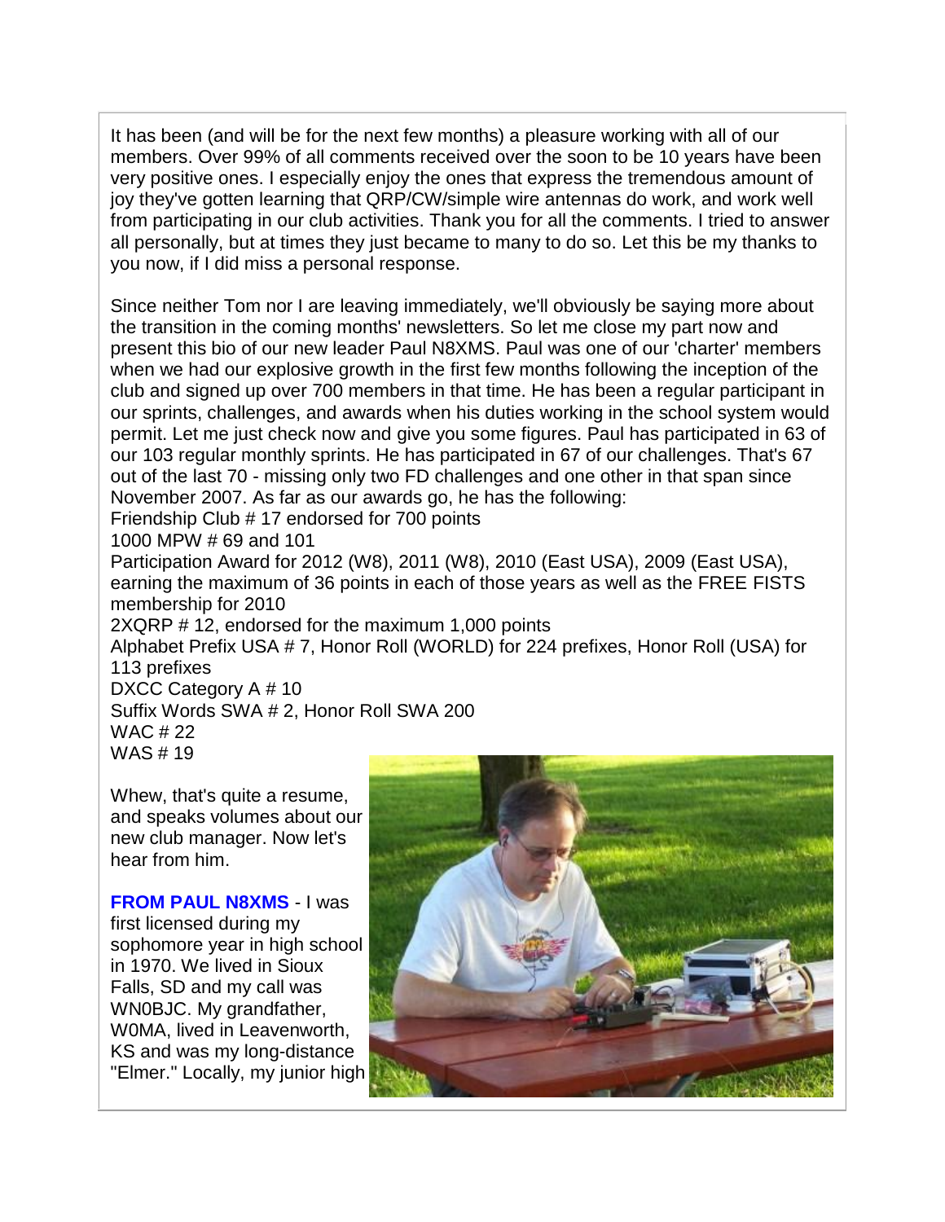It has been (and will be for the next few months) a pleasure working with all of our members. Over 99% of all comments received over the soon to be 10 years have been very positive ones. I especially enjoy the ones that express the tremendous amount of joy they've gotten learning that QRP/CW/simple wire antennas do work, and work well from participating in our club activities. Thank you for all the comments. I tried to answer all personally, but at times they just became to many to do so. Let this be my thanks to you now, if I did miss a personal response.

Since neither Tom nor I are leaving immediately, we'll obviously be saying more about the transition in the coming months' newsletters. So let me close my part now and present this bio of our new leader Paul N8XMS. Paul was one of our 'charter' members when we had our explosive growth in the first few months following the inception of the club and signed up over 700 members in that time. He has been a regular participant in our sprints, challenges, and awards when his duties working in the school system would permit. Let me just check now and give you some figures. Paul has participated in 63 of our 103 regular monthly sprints. He has participated in 67 of our challenges. That's 67 out of the last 70 - missing only two FD challenges and one other in that span since November 2007. As far as our awards go, he has the following:

Friendship Club # 17 endorsed for 700 points
1000 MPW # 69 and 101
Participation Award for 2012 (W8), 2011 (W8), 2010 (East USA), 2009 (East USA), earning the maximum of 36 points in each of those years as well as the FREE FISTS membership for 2010
2XQRP # 12, endorsed for the maximum 1,000 points
Alphabet Prefix USA # 7, Honor Roll (WORLD) for 224 prefixes, Honor Roll (USA) for 113 prefixes
DXCC Category A # 10
Suffix Words SWA # 2, Honor Roll SWA 200
WAC # 22
WAS # 19

Whew, that's quite a resume, and speaks volumes about our new club manager. Now let's hear from him.

**FROM PAUL N8XMS** - I was first licensed during my sophomore year in high school in 1970. We lived in Sioux Falls, SD and my call was WN0BJC. My grandfather, W0MA, lived in Leavenworth, KS and was my long-distance "Elmer." Locally, my junior high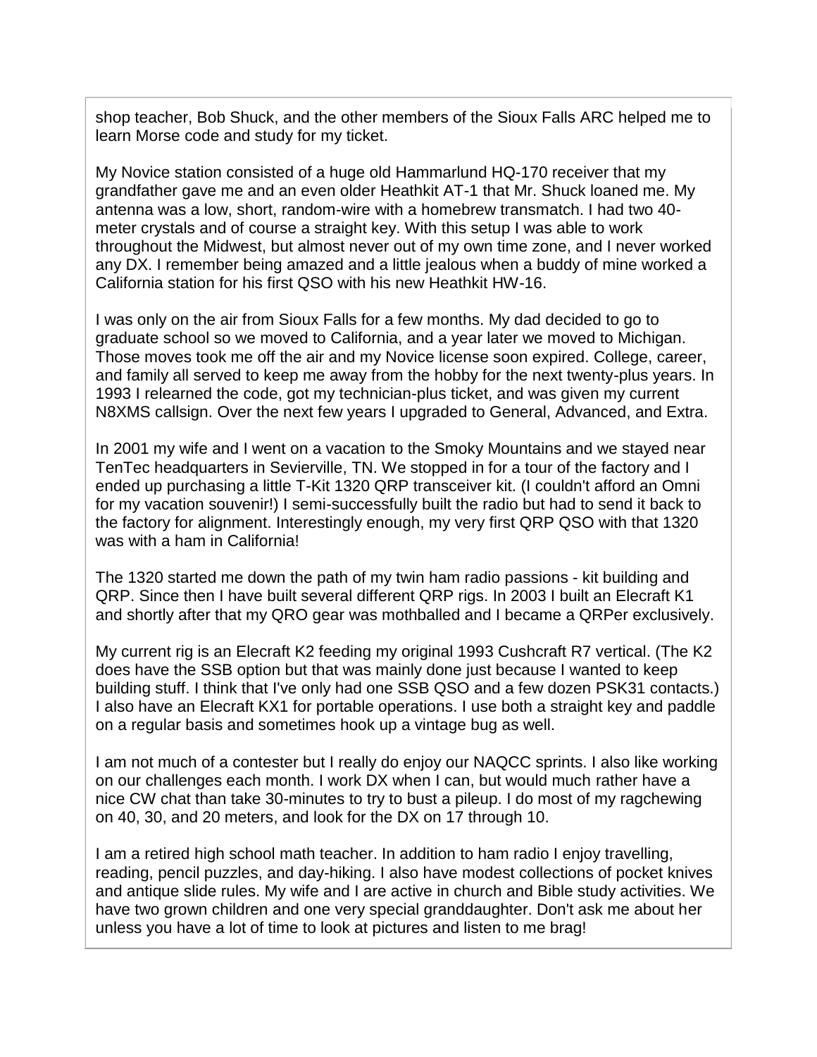shop teacher, Bob Shuck, and the other members of the Sioux Falls ARC helped me to learn Morse code and study for my ticket.

My Novice station consisted of a huge old Hammarlund HQ-170 receiver that my grandfather gave me and an even older Heathkit AT-1 that Mr. Shuck loaned me. My antenna was a low, short, random-wire with a homebrew transmatch. I had two 40-meter crystals and of course a straight key. With this setup I was able to work throughout the Midwest, but almost never out of my own time zone, and I never worked any DX. I remember being amazed and a little jealous when a buddy of mine worked a California station for his first QSO with his new Heathkit HW-16.

I was only on the air from Sioux Falls for a few months. My dad decided to go to graduate school so we moved to California, and a year later we moved to Michigan. Those moves took me off the air and my Novice license soon expired. College, career, and family all served to keep me away from the hobby for the next twenty-plus years. In 1993 I relearned the code, got my technician-plus ticket, and was given my current N8XMS callsign. Over the next few years I upgraded to General, Advanced, and Extra.

In 2001 my wife and I went on a vacation to the Smoky Mountains and we stayed near TenTec headquarters in Sevierville, TN. We stopped in for a tour of the factory and I ended up purchasing a little T-Kit 1320 QRP transceiver kit. (I couldn't afford an Omni for my vacation souvenir!) I semi-successfully built the radio but had to send it back to the factory for alignment. Interestingly enough, my very first QRP QSO with that 1320 was with a ham in California!

The 1320 started me down the path of my twin ham radio passions - kit building and QRP. Since then I have built several different QRP rigs. In 2003 I built an Elecraft K1 and shortly after that my QRO gear was mothballed and I became a QRPer exclusively.

My current rig is an Elecraft K2 feeding my original 1993 Cushcraft R7 vertical. (The K2 does have the SSB option but that was mainly done just because I wanted to keep building stuff. I think that I've only had one SSB QSO and a few dozen PSK31 contacts.) I also have an Elecraft KX1 for portable operations. I use both a straight key and paddle on a regular basis and sometimes hook up a vintage bug as well.

I am not much of a contester but I really do enjoy our NAQCC sprints. I also like working on our challenges each month. I work DX when I can, but would much rather have a nice CW chat than take 30-minutes to try to bust a pileup. I do most of my ragchewing on 40, 30, and 20 meters, and look for the DX on 17 through 10.

I am a retired high school math teacher. In addition to ham radio I enjoy travelling, reading, pencil puzzles, and day-hiking. I also have modest collections of pocket knives and antique slide rules. My wife and I are active in church and Bible study activities. We have two grown children and one very special granddaughter. Don't ask me about her unless you have a lot of time to look at pictures and listen to me brag!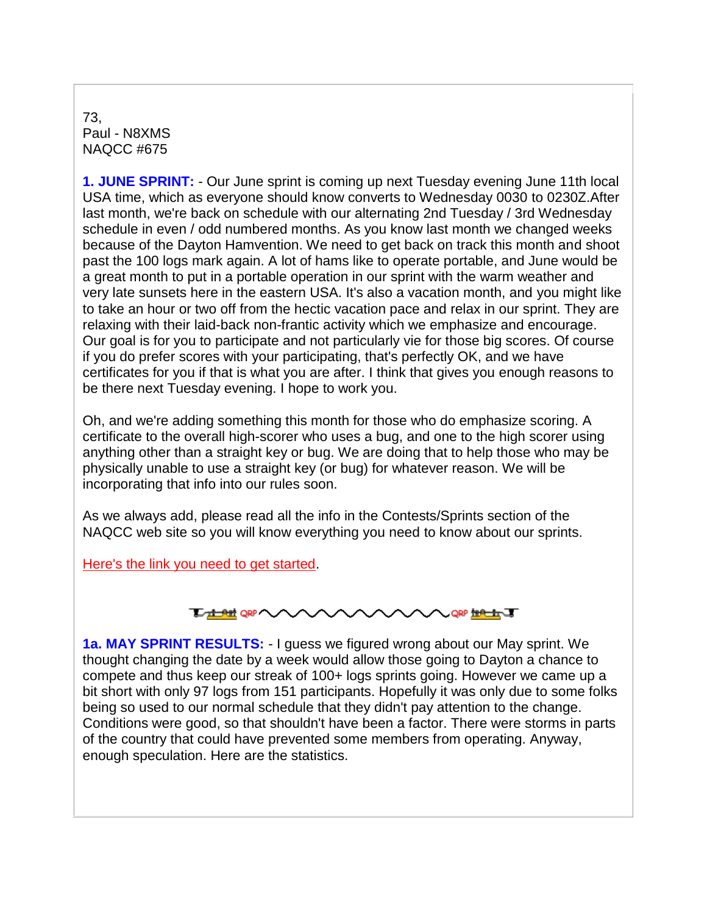73,
Paul - N8XMS
NAQCC #675

**1. JUNE SPRINT:** - Our June sprint is coming up next Tuesday evening June 11th local USA time, which as everyone should know converts to Wednesday 0030 to 0230Z.After last month, we're back on schedule with our alternating 2nd Tuesday / 3rd Wednesday schedule in even / odd numbered months. As you know last month we changed weeks because of the Dayton Hamvention. We need to get back on track this month and shoot past the 100 logs mark again. A lot of hams like to operate portable, and June would be a great month to put in a portable operation in our sprint with the warm weather and very late sunsets here in the eastern USA. It's also a vacation month, and you might like to take an hour or two off from the hectic vacation pace and relax in our sprint. They are relaxing with their laid-back non-frantic activity which we emphasize and encourage. Our goal is for you to participate and not particularly vie for those big scores. Of course if you do prefer scores with your participating, that's perfectly OK, and we have certificates for you if that is what you are after. I think that gives you enough reasons to be there next Tuesday evening. I hope to work you.

Oh, and we're adding something this month for those who do emphasize scoring. A certificate to the overall high-scorer who uses a bug, and one to the high scorer using anything other than a straight key or bug. We are doing that to help those who may be physically unable to use a straight key (or bug) for whatever reason. We will be incorporating that info into our rules soon.

As we always add, please read all the info in the Contests/Sprints section of the NAQCC web site so you will know everything you need to know about our sprints.

Here's the link you need to get started.

**1a. MAY SPRINT RESULTS:** - I guess we figured wrong about our May sprint. We thought changing the date by a week would allow those going to Dayton a chance to compete and thus keep our streak of 100+ logs sprints going. However we came up a bit short with only 97 logs from 151 participants. Hopefully it was only due to some folks being so used to our normal schedule that they didn't pay attention to the change. Conditions were good, so that shouldn't have been a factor. There were storms in parts of the country that could have prevented some members from operating. Anyway, enough speculation. Here are the statistics.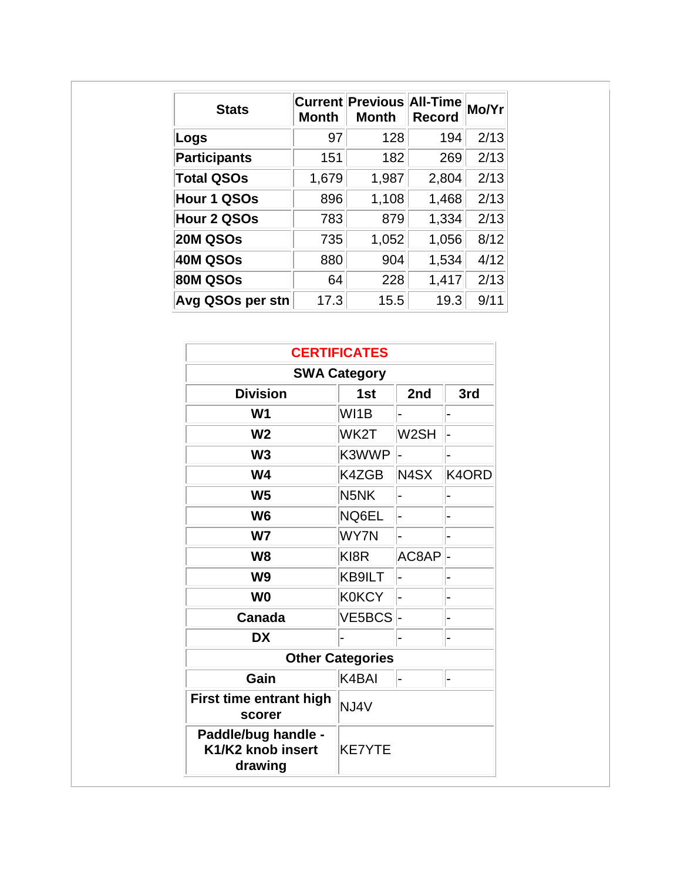| Stats | Current Month | Previous Month | All-Time Record | Mo/Yr |
|---|---|---|---|---|
| Logs | 97 | 128 | 194 | 2/13 |
| Participants | 151 | 182 | 269 | 2/13 |
| Total QSOs | 1,679 | 1,987 | 2,804 | 2/13 |
| Hour 1 QSOs | 896 | 1,108 | 1,468 | 2/13 |
| Hour 2 QSOs | 783 | 879 | 1,334 | 2/13 |
| 20M QSOs | 735 | 1,052 | 1,056 | 8/12 |
| 40M QSOs | 880 | 904 | 1,534 | 4/12 |
| 80M QSOs | 64 | 228 | 1,417 | 2/13 |
| Avg QSOs per stn | 17.3 | 15.5 | 19.3 | 9/11 |

| CERTIFICATES | | | |
|---|---|---|---|
| **SWA Category** | | | |
| **Division** | **1st** | **2nd** | **3rd** |
| **W1** | WI1B | - | - |
| **W2** | WK2T | W2SH | - |
| **W3** | K3WWP | - | - |
| **W4** | K4ZGB | N4SX | K4ORD |
| **W5** | N5NK | - | - |
| **W6** | NQ6EL | - | - |
| **W7** | WY7N | - | - |
| **W8** | KI8R | AC8AP | - |
| **W9** | KB9ILT | - | - |
| **W0** | K0KCY | - | - |
| **Canada** | VE5BCS | - | - |
| **DX** | - | - | - |
| **Other Categories** | | | |
| **Gain** | K4BAI | - | - |
| **First time entrant high scorer** | NJ4V | | |
| **Paddle/bug handle - K1/K2 knob insert drawing** | KE7YTE | | |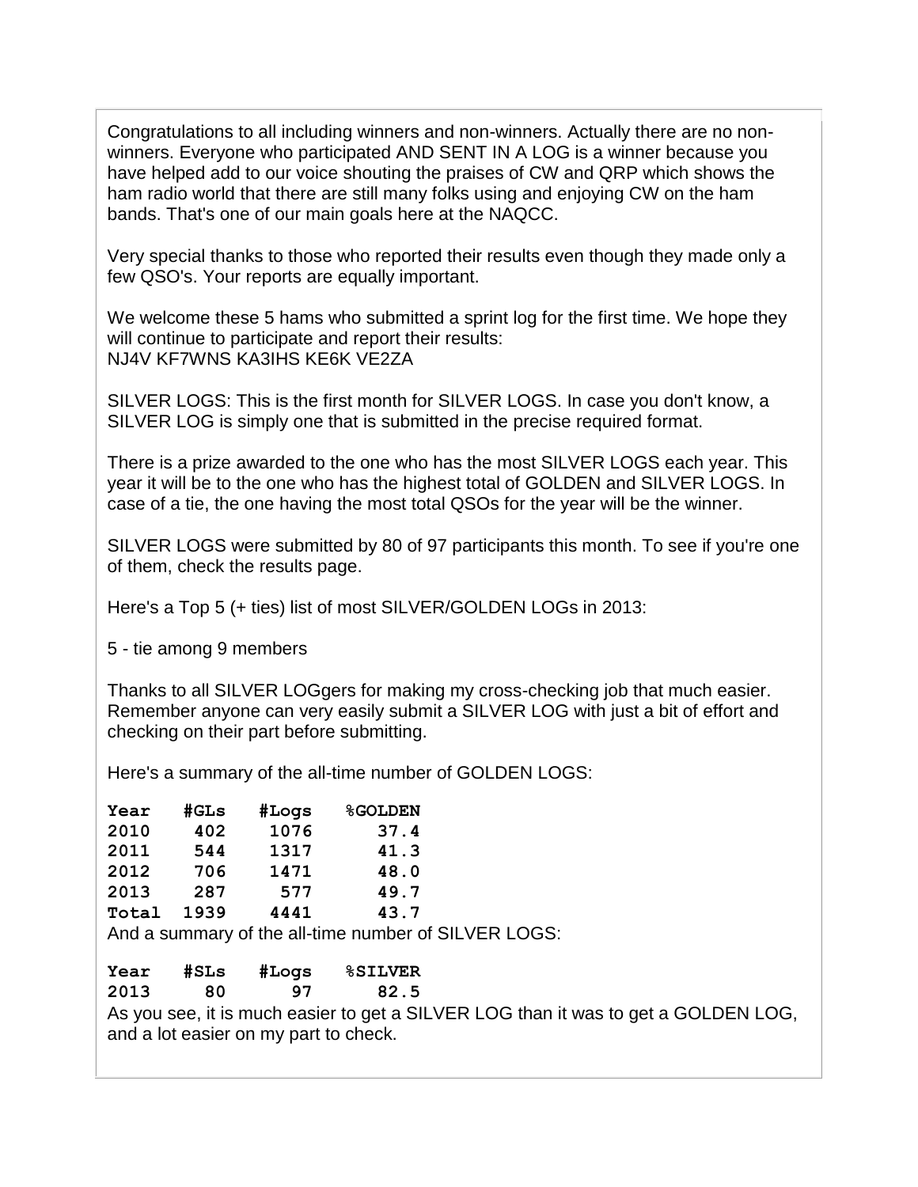Congratulations to all including winners and non-winners. Actually there are no non-winners. Everyone who participated AND SENT IN A LOG is a winner because you have helped add to our voice shouting the praises of CW and QRP which shows the ham radio world that there are still many folks using and enjoying CW on the ham bands. That's one of our main goals here at the NAQCC.

Very special thanks to those who reported their results even though they made only a few QSO's. Your reports are equally important.

We welcome these 5 hams who submitted a sprint log for the first time. We hope they will continue to participate and report their results:
NJ4V KF7WNS KA3IHS KE6K VE2ZA

SILVER LOGS: This is the first month for SILVER LOGS. In case you don't know, a SILVER LOG is simply one that is submitted in the precise required format.

There is a prize awarded to the one who has the most SILVER LOGS each year. This year it will be to the one who has the highest total of GOLDEN and SILVER LOGS. In case of a tie, the one having the most total QSOs for the year will be the winner.

SILVER LOGS were submitted by 80 of 97 participants this month. To see if you're one of them, check the results page.

Here's a Top 5 (+ ties) list of most SILVER/GOLDEN LOGs in 2013:

5 - tie among 9 members

Thanks to all SILVER LOGgers for making my cross-checking job that much easier. Remember anyone can very easily submit a SILVER LOG with just a bit of effort and checking on their part before submitting.

Here's a summary of the all-time number of GOLDEN LOGS:

| **Year** | **#GLs** | **#Logs** | **%GOLDEN** |
|---|---|---|---|
| **2010** | **402** | **1076** | **37.4** |
| **2011** | **544** | **1317** | **41.3** |
| **2012** | **706** | **1471** | **48.0** |
| **2013** | **287** | **577** | **49.7** |
| **Total** | **1939** | **4441** | **43.7** |

And a summary of the all-time number of SILVER LOGS:

| **Year** | **#SLs** | **#Logs** | **%SILVER** |
|---|---|---|---|
| **2013** | **80** | **97** | **82.5** |

As you see, it is much easier to get a SILVER LOG than it was to get a GOLDEN LOG, and a lot easier on my part to check.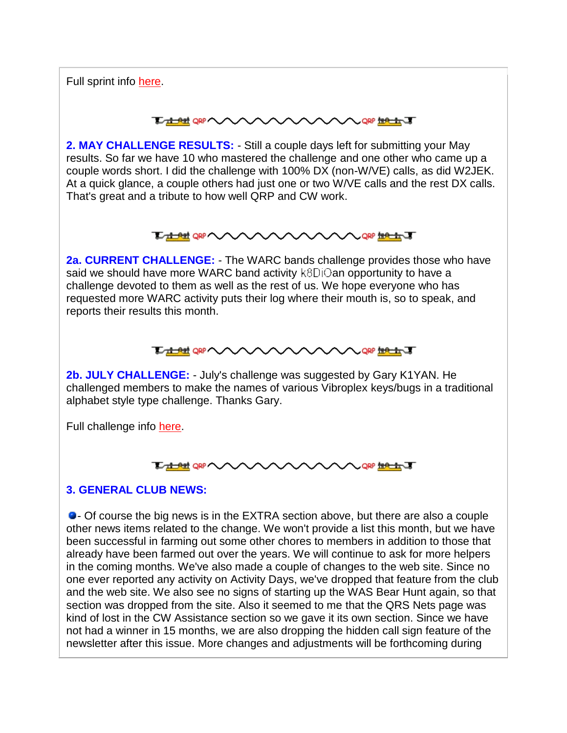Full sprint info here.

**2. MAY CHALLENGE RESULTS:** - Still a couple days left for submitting your May results. So far we have 10 who mastered the challenge and one other who came up a couple words short. I did the challenge with 100% DX (non-W/VE) calls, as did W2JEK. At a quick glance, a couple others had just one or two W/VE calls and the rest DX calls. That's great and a tribute to how well QRP and CW work.

**2a. CURRENT CHALLENGE:** - The WARC bands challenge provides those who have said we should have more WARC band activity k8DiO an opportunity to have a challenge devoted to them as well as the rest of us. We hope everyone who has requested more WARC activity puts their log where their mouth is, so to speak, and reports their results this month.

**2b. JULY CHALLENGE:** - July's challenge was suggested by Gary K1YAN. He challenged members to make the names of various Vibroplex keys/bugs in a traditional alphabet style type challenge. Thanks Gary.

Full challenge info here.

**3. GENERAL CLUB NEWS:**

- Of course the big news is in the EXTRA section above, but there are also a couple other news items related to the change. We won't provide a list this month, but we have been successful in farming out some other chores to members in addition to those that already have been farmed out over the years. We will continue to ask for more helpers in the coming months. We've also made a couple of changes to the web site. Since no one ever reported any activity on Activity Days, we've dropped that feature from the club and the web site. We also see no signs of starting up the WAS Bear Hunt again, so that section was dropped from the site. Also it seemed to me that the QRS Nets page was kind of lost in the CW Assistance section so we gave it its own section. Since we have not had a winner in 15 months, we are also dropping the hidden call sign feature of the newsletter after this issue. More changes and adjustments will be forthcoming during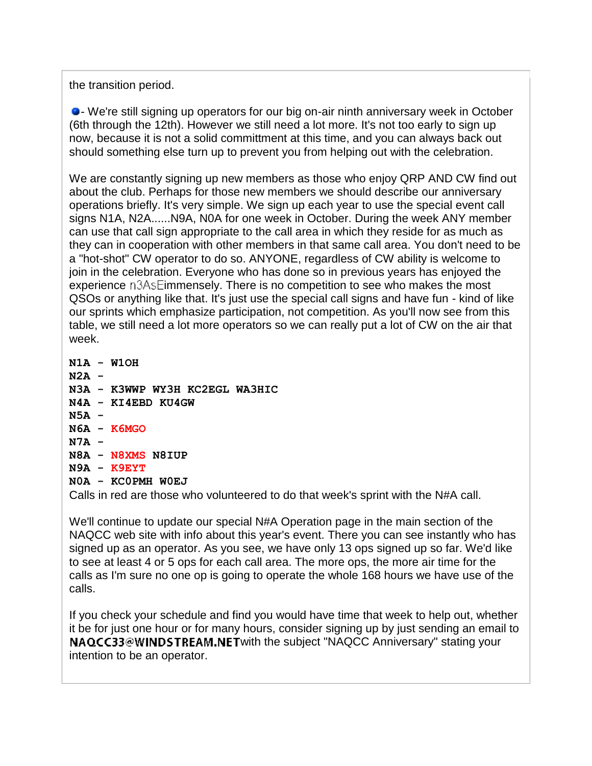the transition period.

- We're still signing up operators for our big on-air ninth anniversary week in October (6th through the 12th). However we still need a lot more. It's not too early to sign up now, because it is not a solid committment at this time, and you can always back out should something else turn up to prevent you from helping out with the celebration.

We are constantly signing up new members as those who enjoy QRP AND CW find out about the club. Perhaps for those new members we should describe our anniversary operations briefly. It's very simple. We sign up each year to use the special event call signs N1A, N2A......N9A, N0A for one week in October. During the week ANY member can use that call sign appropriate to the call area in which they reside for as much as they can in cooperation with other members in that same call area. You don't need to be a "hot-shot" CW operator to do so. ANYONE, regardless of CW ability is welcome to join in the celebration. Everyone who has done so in previous years has enjoyed the experience n3AsEimmensely. There is no competition to see who makes the most QSOs or anything like that. It's just use the special call signs and have fun - kind of like our sprints which emphasize participation, not competition. As you'll now see from this table, we still need a lot more operators so we can really put a lot of CW on the air that week.

**N1A - W1OH**
**N2A -**
**N3A - K3WWP WY3H KC2EGL WA3HIC**
**N4A - KI4EBD KU4GW**
**N5A -**
**N6A - K6MGO**
**N7A -**
**N8A - N8XMS N8IUP**
**N9A - K9EYT**
**N0A - KC0PMH W0EJ**

Calls in red are those who volunteered to do that week's sprint with the N#A call.

We'll continue to update our special N#A Operation page in the main section of the NAQCC web site with info about this year's event. There you can see instantly who has signed up as an operator. As you see, we have only 13 ops signed up so far. We'd like to see at least 4 or 5 ops for each call area. The more ops, the more air time for the calls as I'm sure no one op is going to operate the whole 168 hours we have use of the calls.

If you check your schedule and find you would have time that week to help out, whether it be for just one hour or for many hours, consider signing up by just sending an email to NAQCC33@WINDSTREAM.NETwith the subject "NAQCC Anniversary" stating your intention to be an operator.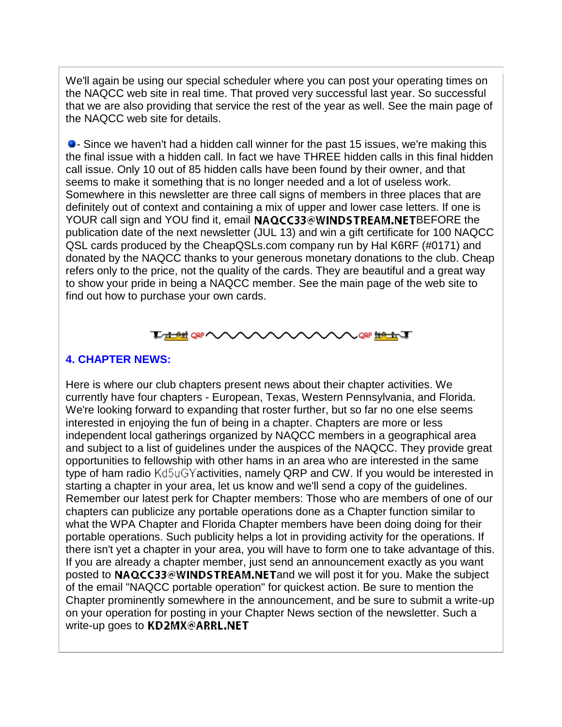We'll again be using our special scheduler where you can post your operating times on the NAQCC web site in real time. That proved very successful last year. So successful that we are also providing that service the rest of the year as well. See the main page of the NAQCC web site for details.

- Since we haven't had a hidden call winner for the past 15 issues, we're making this the final issue with a hidden call. In fact we have THREE hidden calls in this final hidden call issue. Only 10 out of 85 hidden calls have been found by their owner, and that seems to make it something that is no longer needed and a lot of useless work. Somewhere in this newsletter are three call signs of members in three places that are definitely out of context and containing a mix of upper and lower case letters. If one is YOUR call sign and YOU find it, email NAQCC33@WINDSTREAM.NETBEFORE the publication date of the next newsletter (JUL 13) and win a gift certificate for 100 NAQCC QSL cards produced by the CheapQSLs.com company run by Hal K6RF (#0171) and donated by the NAQCC thanks to your generous monetary donations to the club. Cheap refers only to the price, not the quality of the cards. They are beautiful and a great way to show your pride in being a NAQCC member. See the main page of the web site to find out how to purchase your own cards.

## 4. CHAPTER NEWS:

Here is where our club chapters present news about their chapter activities. We currently have four chapters - European, Texas, Western Pennsylvania, and Florida. We're looking forward to expanding that roster further, but so far no one else seems interested in enjoying the fun of being in a chapter. Chapters are more or less independent local gatherings organized by NAQCC members in a geographical area and subject to a list of guidelines under the auspices of the NAQCC. They provide great opportunities to fellowship with other hams in an area who are interested in the same type of ham radio Kd5uGYactivities, namely QRP and CW. If you would be interested in starting a chapter in your area, let us know and we'll send a copy of the guidelines. Remember our latest perk for Chapter members: Those who are members of one of our chapters can publicize any portable operations done as a Chapter function similar to what the WPA Chapter and Florida Chapter members have been doing doing for their portable operations. Such publicity helps a lot in providing activity for the operations. If there isn't yet a chapter in your area, you will have to form one to take advantage of this. If you are already a chapter member, just send an announcement exactly as you want posted to NAQCC33@WINDSTREAM.NETand we will post it for you. Make the subject of the email "NAQCC portable operation" for quickest action. Be sure to mention the Chapter prominently somewhere in the announcement, and be sure to submit a write-up on your operation for posting in your Chapter News section of the newsletter. Such a write-up goes to KD2MX@ARRL.NET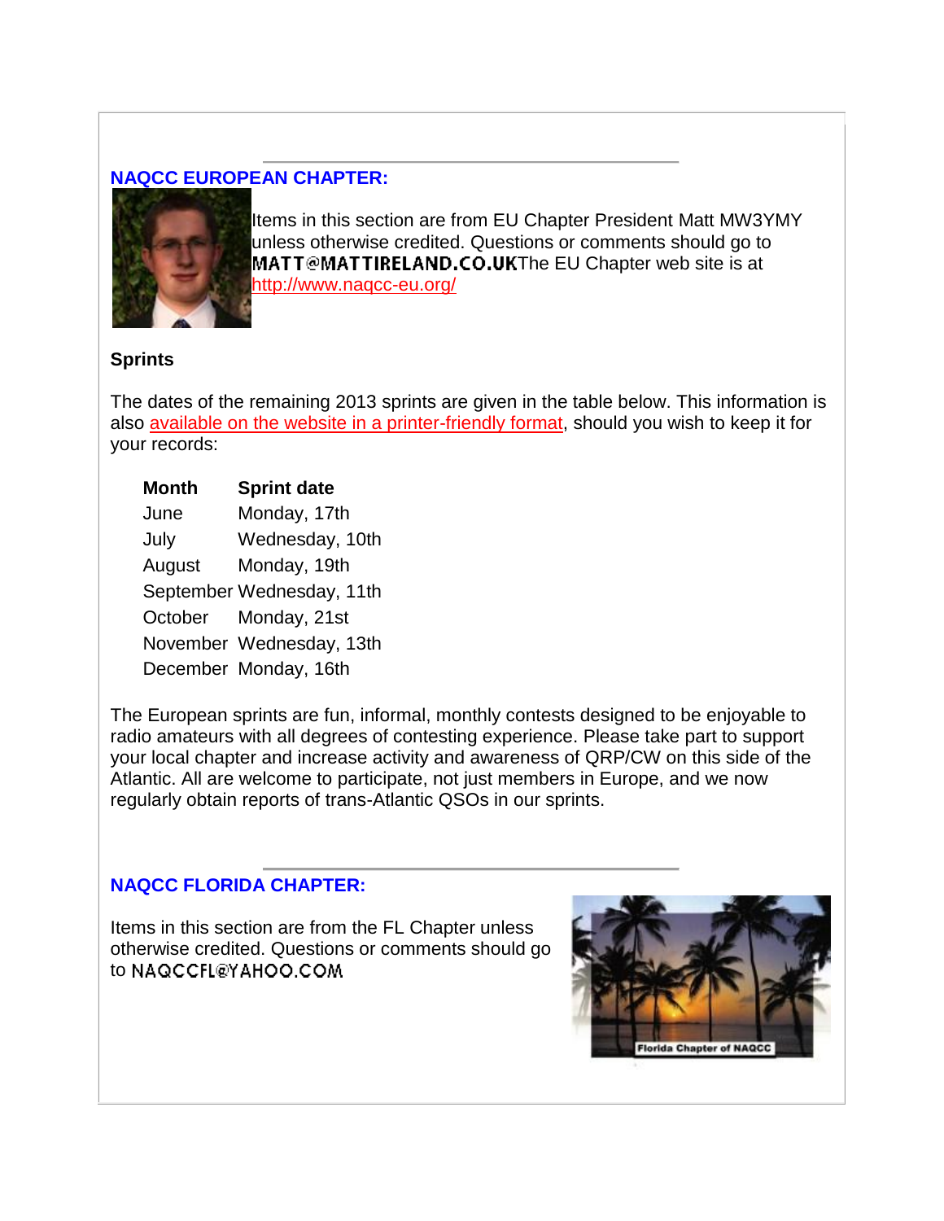## NAQCC EUROPEAN CHAPTER:

Items in this section are from EU Chapter President Matt MW3YMY unless otherwise credited. Questions or comments should go to MATT@MATTIRELAND.CO.UKThe EU Chapter web site is at http://www.naqcc-eu.org/

### Sprints

The dates of the remaining 2013 sprints are given in the table below. This information is also available on the website in a printer-friendly format, should you wish to keep it for your records:

| Month | Sprint date |
|---|---|
| June | Monday, 17th |
| July | Wednesday, 10th |
| August | Monday, 19th |
| September | Wednesday, 11th |
| October | Monday, 21st |
| November | Wednesday, 13th |
| December | Monday, 16th |

The European sprints are fun, informal, monthly contests designed to be enjoyable to radio amateurs with all degrees of contesting experience. Please take part to support your local chapter and increase activity and awareness of QRP/CW on this side of the Atlantic. All are welcome to participate, not just members in Europe, and we now regularly obtain reports of trans-Atlantic QSOs in our sprints.

## NAQCC FLORIDA CHAPTER:

Items in this section are from the FL Chapter unless otherwise credited. Questions or comments should go to NAQCCFL@YAHOO.COM

Florida Chapter of NAQCC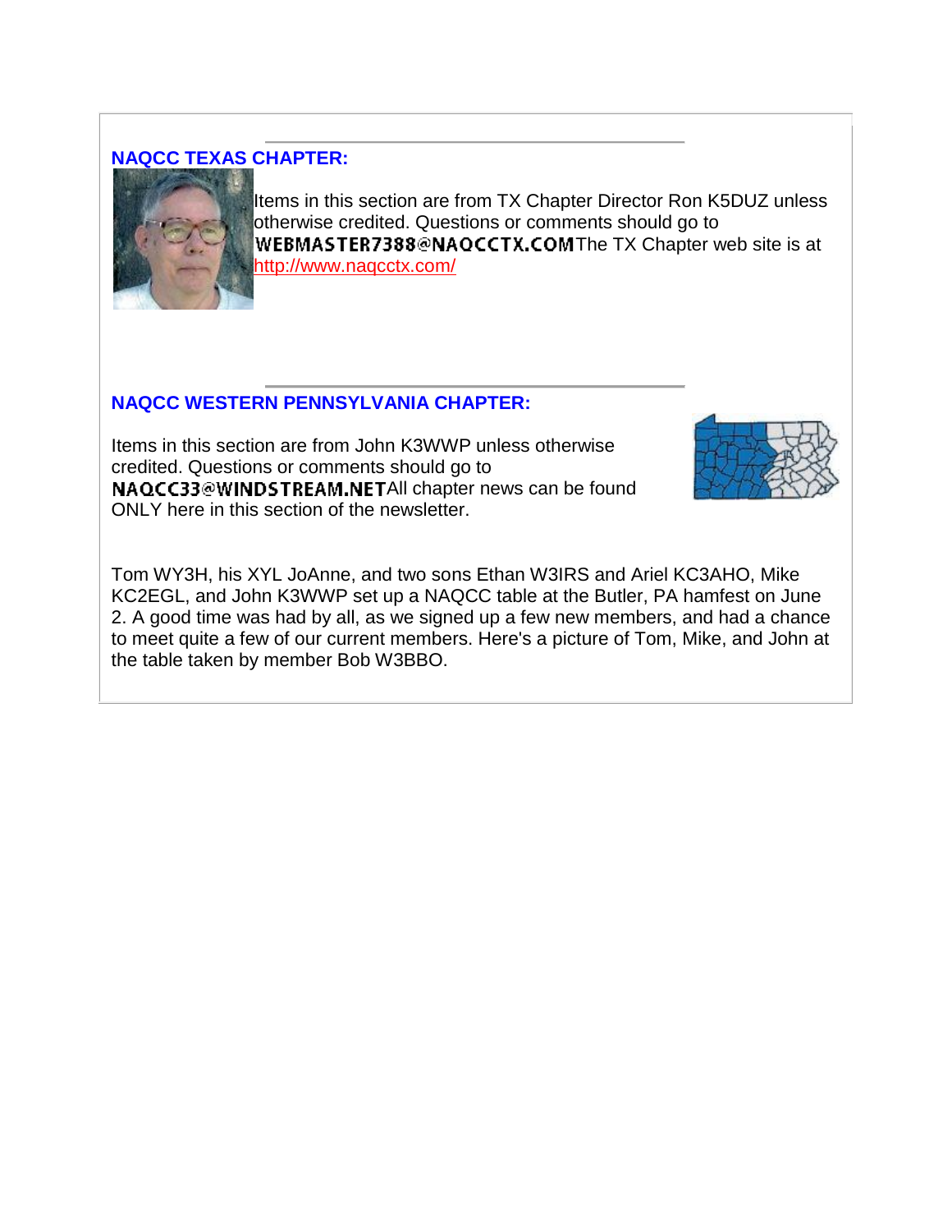## NAQCC TEXAS CHAPTER:

Items in this section are from TX Chapter Director Ron K5DUZ unless otherwise credited. Questions or comments should go to WEBMASTER7388@NAQCCTX.COM The TX Chapter web site is at [http://www.naqcctx.com/](http://www.naqcctx.com/)

## NAQCC WESTERN PENNSYLVANIA CHAPTER:

Items in this section are from John K3WWP unless otherwise credited. Questions or comments should go to NAQCC33@WINDSTREAM.NET All chapter news can be found ONLY here in this section of the newsletter.

Tom WY3H, his XYL JoAnne, and two sons Ethan W3IRS and Ariel KC3AHO, Mike KC2EGL, and John K3WWP set up a NAQCC table at the Butler, PA hamfest on June 2. A good time was had by all, as we signed up a few new members, and had a chance to meet quite a few of our current members. Here's a picture of Tom, Mike, and John at the table taken by member Bob W3BBO.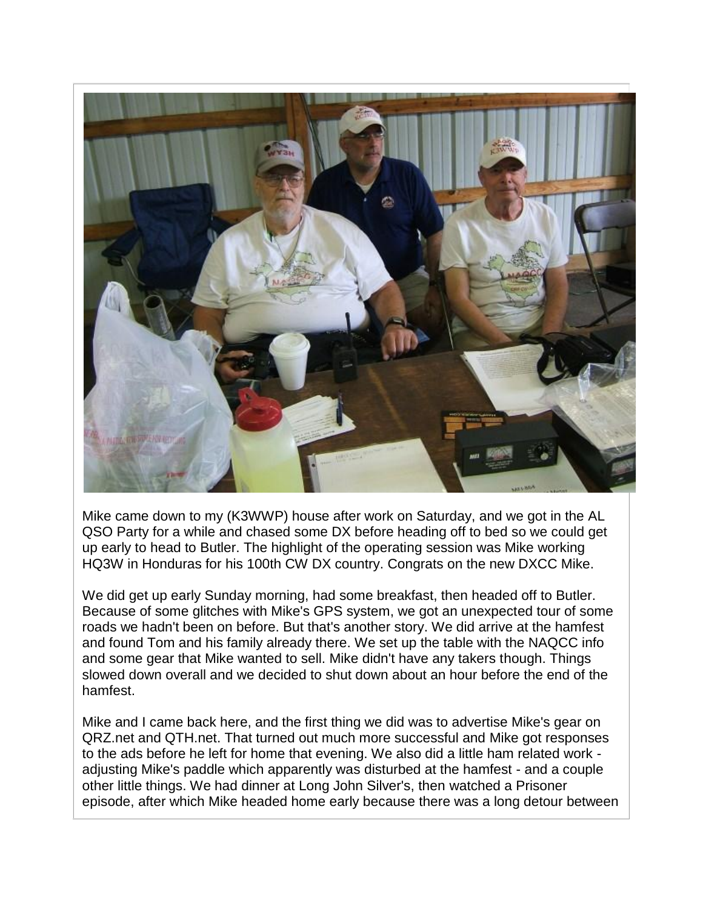Mike came down to my (K3WWP) house after work on Saturday, and we got in the AL QSO Party for a while and chased some DX before heading off to bed so we could get up early to head to Butler. The highlight of the operating session was Mike working HQ3W in Honduras for his 100th CW DX country. Congrats on the new DXCC Mike.

We did get up early Sunday morning, had some breakfast, then headed off to Butler. Because of some glitches with Mike's GPS system, we got an unexpected tour of some roads we hadn't been on before. But that's another story. We did arrive at the hamfest and found Tom and his family already there. We set up the table with the NAQCC info and some gear that Mike wanted to sell. Mike didn't have any takers though. Things slowed down overall and we decided to shut down about an hour before the end of the hamfest.

Mike and I came back here, and the first thing we did was to advertise Mike's gear on QRZ.net and QTH.net. That turned out much more successful and Mike got responses to the ads before he left for home that evening. We also did a little ham related work - adjusting Mike's paddle which apparently was disturbed at the hamfest - and a couple other little things. We had dinner at Long John Silver's, then watched a Prisoner episode, after which Mike headed home early because there was a long detour between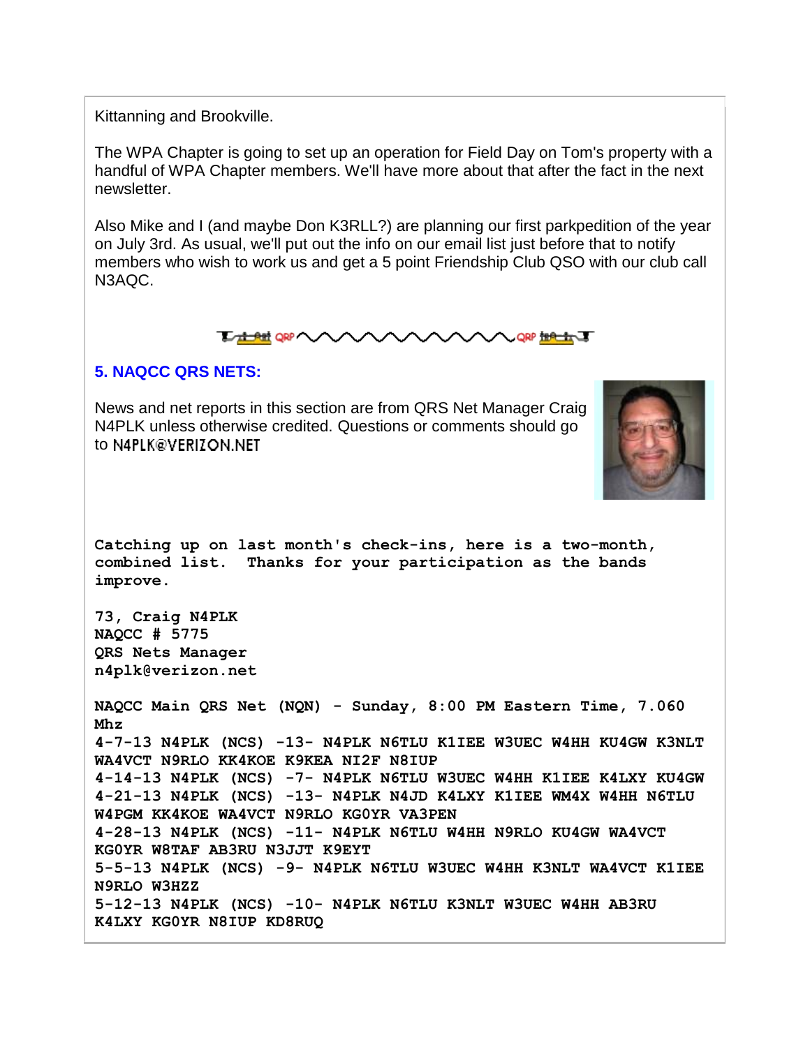Kittanning and Brookville.

The WPA Chapter is going to set up an operation for Field Day on Tom's property with a handful of WPA Chapter members. We'll have more about that after the fact in the next newsletter.

Also Mike and I (and maybe Don K3RLL?) are planning our first parkpedition of the year on July 3rd. As usual, we'll put out the info on our email list just before that to notify members who wish to work us and get a 5 point Friendship Club QSO with our club call N3AQC.

## 5. NAQCC QRS NETS:

News and net reports in this section are from QRS Net Manager Craig N4PLK unless otherwise credited. Questions or comments should go to N4PLK@VERIZON.NET

**Catching up on last month's check-ins, here is a two-month, combined list. Thanks for your participation as the bands improve.**

**73, Craig N4PLK**
**NAQCC # 5775**
**QRS Nets Manager**
**n4plk@verizon.net**

**NAQCC Main QRS Net (NQN) - Sunday, 8:00 PM Eastern Time, 7.060 Mhz**
**4-7-13 N4PLK (NCS) -13- N4PLK N6TLU K1IEE W3UEC W4HH KU4GW K3NLT WA4VCT N9RLO KK4KOE K9KEA NI2F N8IUP**
**4-14-13 N4PLK (NCS) -7- N4PLK N6TLU W3UEC W4HH K1IEE K4LXY KU4GW**
**4-21-13 N4PLK (NCS) -13- N4PLK N4JD K4LXY K1IEE WM4X W4HH N6TLU W4PGM KK4KOE WA4VCT N9RLO KG0YR VA3PEN**
**4-28-13 N4PLK (NCS) -11- N4PLK N6TLU W4HH N9RLO KU4GW WA4VCT KG0YR W8TAF AB3RU N3JJT K9EYT**
**5-5-13 N4PLK (NCS) -9- N4PLK N6TLU W3UEC W4HH K3NLT WA4VCT K1IEE N9RLO W3HZZ**
**5-12-13 N4PLK (NCS) -10- N4PLK N6TLU K3NLT W3UEC W4HH AB3RU K4LXY KG0YR N8IUP KD8RUQ**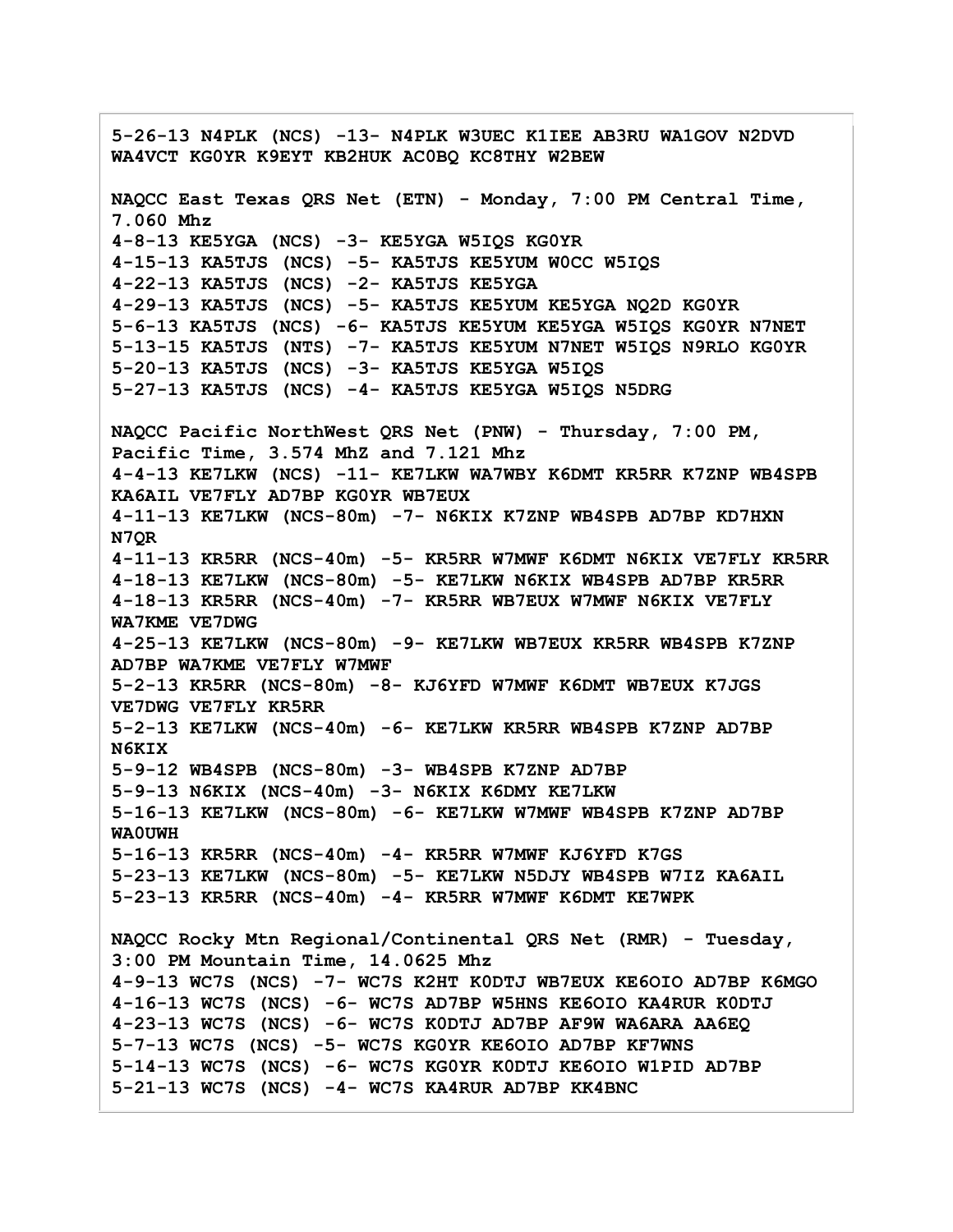**5-26-13 N4PLK (NCS) -13- N4PLK W3UEC K1IEE AB3RU WA1GOV N2DVD WA4VCT KG0YR K9EYT KB2HUK AC0BQ KC8THY W2BEW**

**NAQCC East Texas QRS Net (ETN) - Monday, 7:00 PM Central Time, 7.060 Mhz**
**4-8-13 KE5YGA (NCS) -3- KE5YGA W5IQS KG0YR**
**4-15-13 KA5TJS (NCS) -5- KA5TJS KE5YUM W0CC W5IQS**
**4-22-13 KA5TJS (NCS) -2- KA5TJS KE5YGA**
**4-29-13 KA5TJS (NCS) -5- KA5TJS KE5YUM KE5YGA NQ2D KG0YR**
**5-6-13 KA5TJS (NCS) -6- KA5TJS KE5YUM KE5YGA W5IQS KG0YR N7NET**
**5-13-15 KA5TJS (NTS) -7- KA5TJS KE5YUM N7NET W5IQS N9RLO KG0YR**
**5-20-13 KA5TJS (NCS) -3- KA5TJS KE5YGA W5IQS**
**5-27-13 KA5TJS (NCS) -4- KA5TJS KE5YGA W5IQS N5DRG**

**NAQCC Pacific NorthWest QRS Net (PNW) - Thursday, 7:00 PM, Pacific Time, 3.574 MhZ and 7.121 Mhz**
**4-4-13 KE7LKW (NCS) -11- KE7LKW WA7WBY K6DMT KR5RR K7ZNP WB4SPB KA6AIL VE7FLY AD7BP KG0YR WB7EUX**
**4-11-13 KE7LKW (NCS-80m) -7- N6KIX K7ZNP WB4SPB AD7BP KD7HXN N7QR**
**4-11-13 KR5RR (NCS-40m) -5- KR5RR W7MWF K6DMT N6KIX VE7FLY KR5RR**
**4-18-13 KE7LKW (NCS-80m) -5- KE7LKW N6KIX WB4SPB AD7BP KR5RR**
**4-18-13 KR5RR (NCS-40m) -7- KR5RR WB7EUX W7MWF N6KIX VE7FLY WA7KME VE7DWG**
**4-25-13 KE7LKW (NCS-80m) -9- KE7LKW WB7EUX KR5RR WB4SPB K7ZNP AD7BP WA7KME VE7FLY W7MWF**
**5-2-13 KR5RR (NCS-80m) -8- KJ6YFD W7MWF K6DMT WB7EUX K7JGS VE7DWG VE7FLY KR5RR**
**5-2-13 KE7LKW (NCS-40m) -6- KE7LKW KR5RR WB4SPB K7ZNP AD7BP N6KIX**
**5-9-12 WB4SPB (NCS-80m) -3- WB4SPB K7ZNP AD7BP**
**5-9-13 N6KIX (NCS-40m) -3- N6KIX K6DMY KE7LKW**
**5-16-13 KE7LKW (NCS-80m) -6- KE7LKW W7MWF WB4SPB K7ZNP AD7BP WA0UWH**
**5-16-13 KR5RR (NCS-40m) -4- KR5RR W7MWF KJ6YFD K7GS**
**5-23-13 KE7LKW (NCS-80m) -5- KE7LKW N5DJY WB4SPB W7IZ KA6AIL**
**5-23-13 KR5RR (NCS-40m) -4- KR5RR W7MWF K6DMT KE7WPK**

**NAQCC Rocky Mtn Regional/Continental QRS Net (RMR) - Tuesday, 3:00 PM Mountain Time, 14.0625 Mhz**
**4-9-13 WC7S (NCS) -7- WC7S K2HT K0DTJ WB7EUX KE6OIO AD7BP K6MGO**
**4-16-13 WC7S (NCS) -6- WC7S AD7BP W5HNS KE6OIO KA4RUR K0DTJ**
**4-23-13 WC7S (NCS) -6- WC7S K0DTJ AD7BP AF9W WA6ARA AA6EQ**
**5-7-13 WC7S (NCS) -5- WC7S KG0YR KE6OIO AD7BP KF7WNS**
**5-14-13 WC7S (NCS) -6- WC7S KG0YR K0DTJ KE6OIO W1PID AD7BP**
**5-21-13 WC7S (NCS) -4- WC7S KA4RUR AD7BP KK4BNC**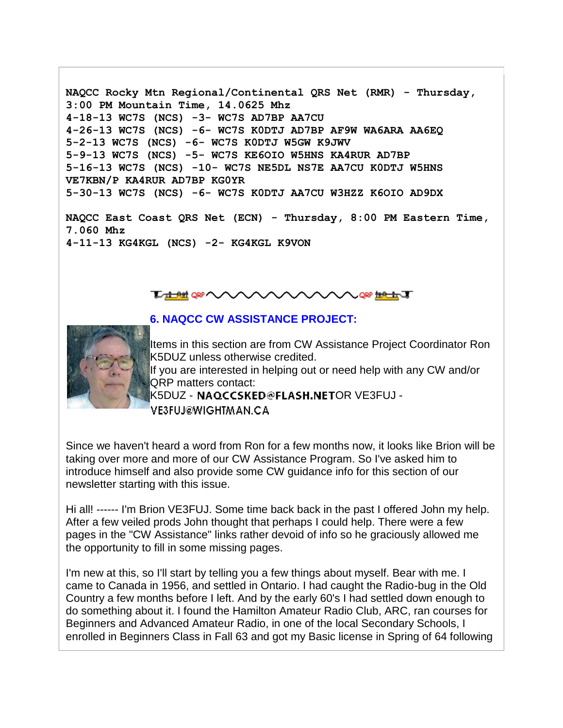**NAQCC Rocky Mtn Regional/Continental QRS Net (RMR) - Thursday, 3:00 PM Mountain Time, 14.0625 Mhz**
**4-18-13 WC7S (NCS) -3- WC7S AD7BP AA7CU**
**4-26-13 WC7S (NCS) -6- WC7S K0DTJ AD7BP AF9W WA6ARA AA6EQ**
**5-2-13 WC7S (NCS) -6- WC7S K0DTJ W5GW K9JWV**
**5-9-13 WC7S (NCS) -5- WC7S KE6OIO W5HNS KA4RUR AD7BP**
**5-16-13 WC7S (NCS) -10- WC7S NE5DL NS7E AA7CU K0DTJ W5HNS VE7KBN/P KA4RUR AD7BP KG0YR**
**5-30-13 WC7S (NCS) -6- WC7S K0DTJ AA7CU W3HZZ K6OIO AD9DX**

**NAQCC East Coast QRS Net (ECN) - Thursday, 8:00 PM Eastern Time, 7.060 Mhz**
**4-11-13 KG4KGL (NCS) -2- KG4KGL K9VON**

## 6. NAQCC CW ASSISTANCE PROJECT:

Items in this section are from CW Assistance Project Coordinator Ron K5DUZ unless otherwise credited.
If you are interested in helping out or need help with any CW and/or QRP matters contact:
K5DUZ - NAQCCSKED@FLASH.NET OR VE3FUJ - VE3FUJ@WIGHTMAN.CA

Since we haven't heard a word from Ron for a few months now, it looks like Brion will be taking over more and more of our CW Assistance Program. So I've asked him to introduce himself and also provide some CW guidance info for this section of our newsletter starting with this issue.

Hi all! ------ I'm Brion VE3FUJ. Some time back back in the past I offered John my help. After a few veiled prods John thought that perhaps I could help. There were a few pages in the "CW Assistance" links rather devoid of info so he graciously allowed me the opportunity to fill in some missing pages.

I'm new at this, so I'll start by telling you a few things about myself. Bear with me. I came to Canada in 1956, and settled in Ontario. I had caught the Radio-bug in the Old Country a few months before I left. And by the early 60's I had settled down enough to do something about it. I found the Hamilton Amateur Radio Club, ARC, ran courses for Beginners and Advanced Amateur Radio, in one of the local Secondary Schools, I enrolled in Beginners Class in Fall 63 and got my Basic license in Spring of 64 following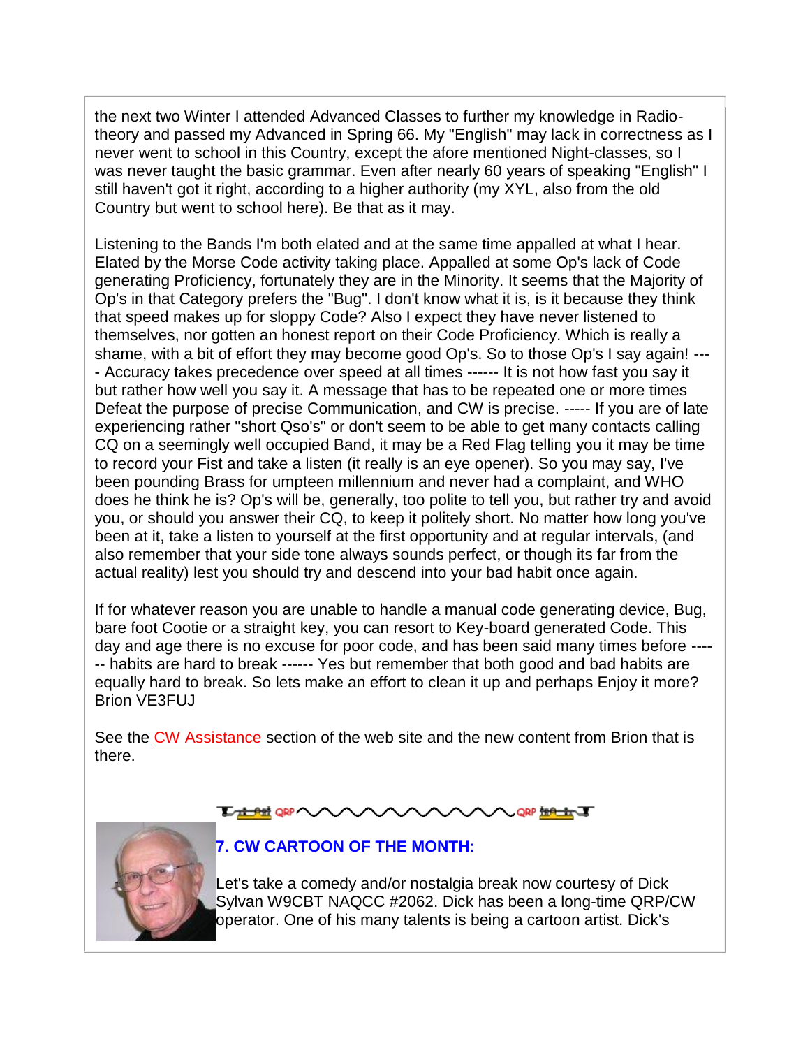the next two Winter I attended Advanced Classes to further my knowledge in Radio-theory and passed my Advanced in Spring 66. My "English" may lack in correctness as I never went to school in this Country, except the afore mentioned Night-classes, so I was never taught the basic grammar. Even after nearly 60 years of speaking "English" I still haven't got it right, according to a higher authority (my XYL, also from the old Country but went to school here). Be that as it may.

Listening to the Bands I'm both elated and at the same time appalled at what I hear. Elated by the Morse Code activity taking place. Appalled at some Op's lack of Code generating Proficiency, fortunately they are in the Minority. It seems that the Majority of Op's in that Category prefers the "Bug". I don't know what it is, is it because they think that speed makes up for sloppy Code? Also I expect they have never listened to themselves, nor gotten an honest report on their Code Proficiency. Which is really a shame, with a bit of effort they may become good Op's. So to those Op's I say again! ---- Accuracy takes precedence over speed at all times ------ It is not how fast you say it but rather how well you say it. A message that has to be repeated one or more times Defeat the purpose of precise Communication, and CW is precise. ----- If you are of late experiencing rather "short Qso's" or don't seem to be able to get many contacts calling CQ on a seemingly well occupied Band, it may be a Red Flag telling you it may be time to record your Fist and take a listen (it really is an eye opener). So you may say, I've been pounding Brass for umpteen millennium and never had a complaint, and WHO does he think he is? Op's will be, generally, too polite to tell you, but rather try and avoid you, or should you answer their CQ, to keep it politely short. No matter how long you've been at it, take a listen to yourself at the first opportunity and at regular intervals, (and also remember that your side tone always sounds perfect, or though its far from the actual reality) lest you should try and descend into your bad habit once again.

If for whatever reason you are unable to handle a manual code generating device, Bug, bare foot Cootie or a straight key, you can resort to Key-board generated Code. This day and age there is no excuse for poor code, and has been said many times before ------ habits are hard to break ------ Yes but remember that both good and bad habits are equally hard to break. So lets make an effort to clean it up and perhaps Enjoy it more?
Brion VE3FUJ

See the CW Assistance section of the web site and the new content from Brion that is there.

## 7. CW CARTOON OF THE MONTH:

Let's take a comedy and/or nostalgia break now courtesy of Dick Sylvan W9CBT NAQCC #2062. Dick has been a long-time QRP/CW operator. One of his many talents is being a cartoon artist. Dick's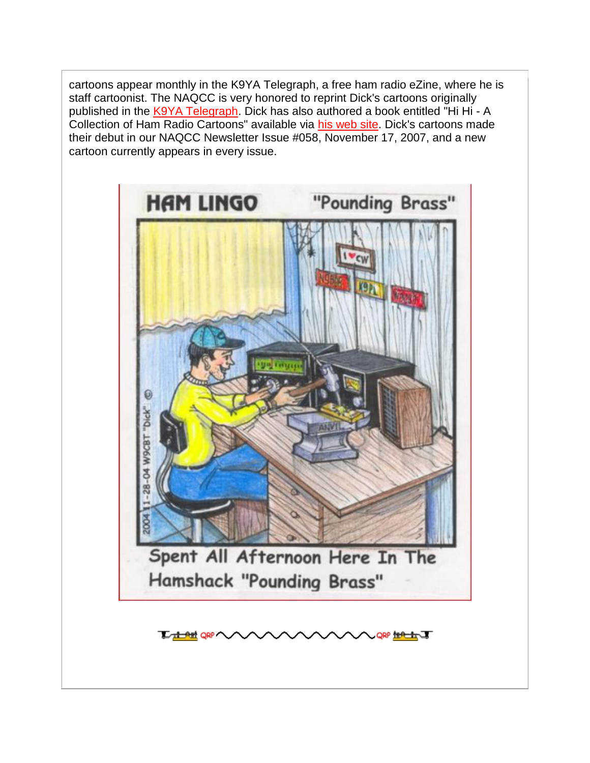cartoons appear monthly in the K9YA Telegraph, a free ham radio eZine, where he is staff cartoonist. The NAQCC is very honored to reprint Dick's cartoons originally published in the K9YA Telegraph. Dick has also authored a book entitled "Hi Hi - A Collection of Ham Radio Cartoons" available via his web site. Dick's cartoons made their debut in our NAQCC Newsletter Issue #058, November 17, 2007, and a new cartoon currently appears in every issue.

HAM LINGO "Pounding Brass"

Spent All Afternoon Here In The Hamshack "Pounding Brass"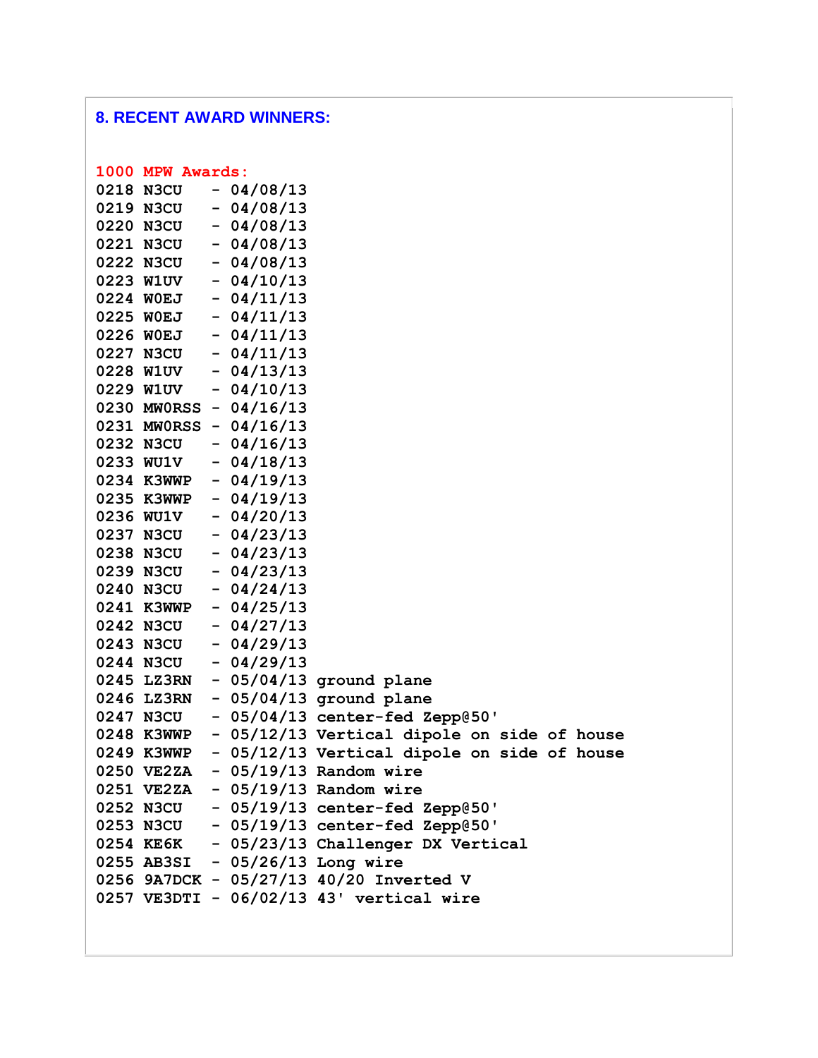## 8. RECENT AWARD WINNERS:

**1000 MPW Awards:**

```
0218 N3CU   - 04/08/13
0219 N3CU   - 04/08/13
0220 N3CU   - 04/08/13
0221 N3CU   - 04/08/13
0222 N3CU   - 04/08/13
0223 W1UV   - 04/10/13
0224 W0EJ   - 04/11/13
0225 W0EJ   - 04/11/13
0226 W0EJ   - 04/11/13
0227 N3CU   - 04/11/13
0228 W1UV   - 04/13/13
0229 W1UV   - 04/10/13
0230 MW0RSS - 04/16/13
0231 MW0RSS - 04/16/13
0232 N3CU   - 04/16/13
0233 WU1V   - 04/18/13
0234 K3WWP  - 04/19/13
0235 K3WWP  - 04/19/13
0236 WU1V   - 04/20/13
0237 N3CU   - 04/23/13
0238 N3CU   - 04/23/13
0239 N3CU   - 04/23/13
0240 N3CU   - 04/24/13
0241 K3WWP  - 04/25/13
0242 N3CU   - 04/27/13
0243 N3CU   - 04/29/13
0244 N3CU   - 04/29/13
0245 LZ3RN  - 05/04/13 ground plane
0246 LZ3RN  - 05/04/13 ground plane
0247 N3CU   - 05/04/13 center-fed Zepp@50'
0248 K3WWP  - 05/12/13 Vertical dipole on side of house
0249 K3WWP  - 05/12/13 Vertical dipole on side of house
0250 VE2ZA  - 05/19/13 Random wire
0251 VE2ZA  - 05/19/13 Random wire
0252 N3CU   - 05/19/13 center-fed Zepp@50'
0253 N3CU   - 05/19/13 center-fed Zepp@50'
0254 KE6K   - 05/23/13 Challenger DX Vertical
0255 AB3SI  - 05/26/13 Long wire
0256 9A7DCK - 05/27/13 40/20 Inverted V
0257 VE3DTI - 06/02/13 43' vertical wire
```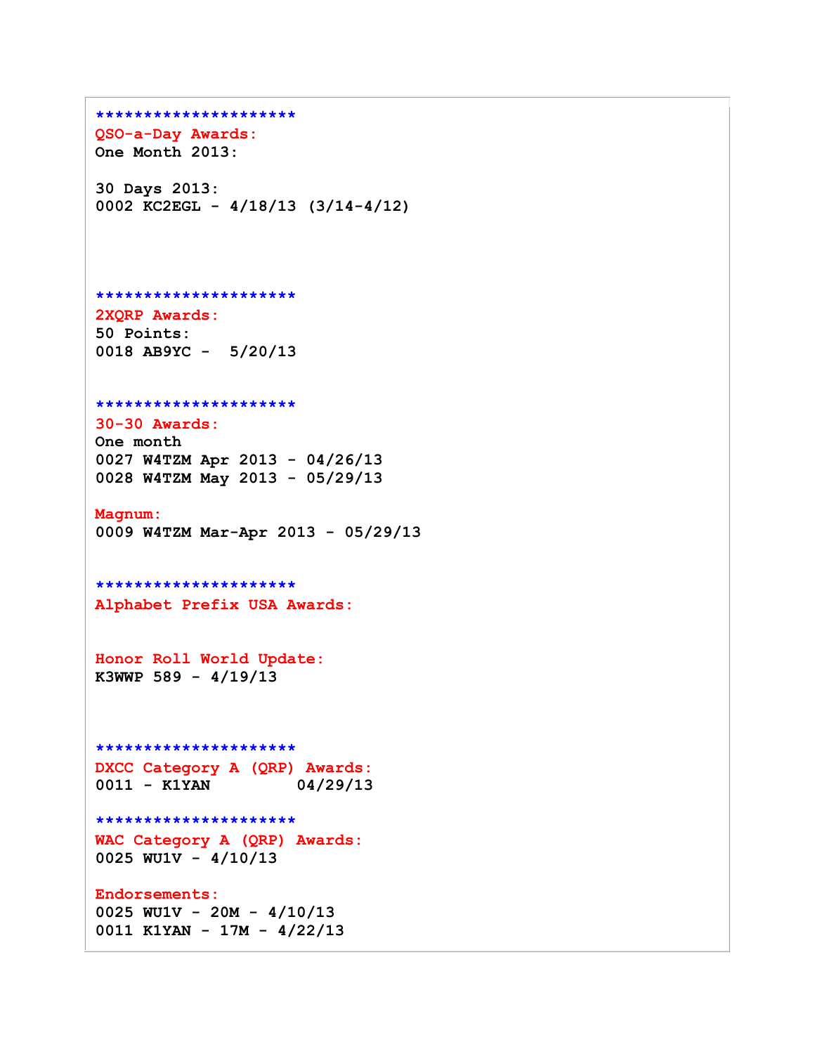*********************

**QSO-a-Day Awards:**

One Month 2013:

30 Days 2013:
0002 KC2EGL - 4/18/13 (3/14-4/12)

*********************

**2XQRP Awards:**

50 Points:
0018 AB9YC - 5/20/13

*********************

**30-30 Awards:**

One month
0027 W4TZM Apr 2013 - 04/26/13
0028 W4TZM May 2013 - 05/29/13

**Magnum:**

0009 W4TZM Mar-Apr 2013 - 05/29/13

*********************

**Alphabet Prefix USA Awards:**

**Honor Roll World Update:**

K3WWP 589 - 4/19/13

*********************

**DXCC Category A (QRP) Awards:**

0011 - K1YAN 04/29/13

*********************

**WAC Category A (QRP) Awards:**

0025 WU1V - 4/10/13

**Endorsements:**

0025 WU1V - 20M - 4/10/13
0011 K1YAN - 17M - 4/22/13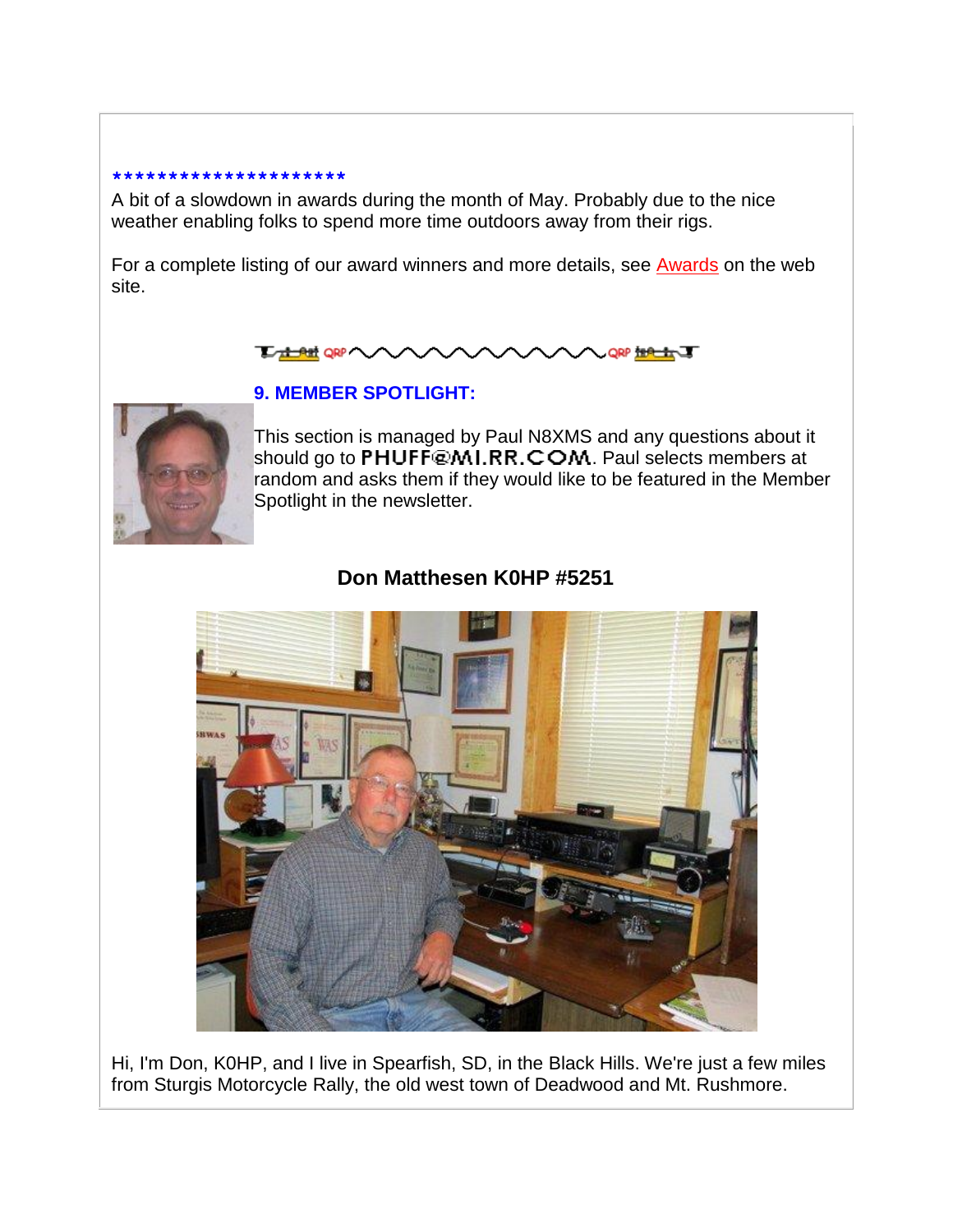**********************

A bit of a slowdown in awards during the month of May. Probably due to the nice weather enabling folks to spend more time outdoors away from their rigs.

For a complete listing of our award winners and more details, see Awards on the web site.

## 9. MEMBER SPOTLIGHT:

This section is managed by Paul N8XMS and any questions about it should go to PHUFF@MI.RR.COM. Paul selects members at random and asks them if they would like to be featured in the Member Spotlight in the newsletter.

### Don Matthesen K0HP #5251

Hi, I'm Don, K0HP, and I live in Spearfish, SD, in the Black Hills. We're just a few miles from Sturgis Motorcycle Rally, the old west town of Deadwood and Mt. Rushmore.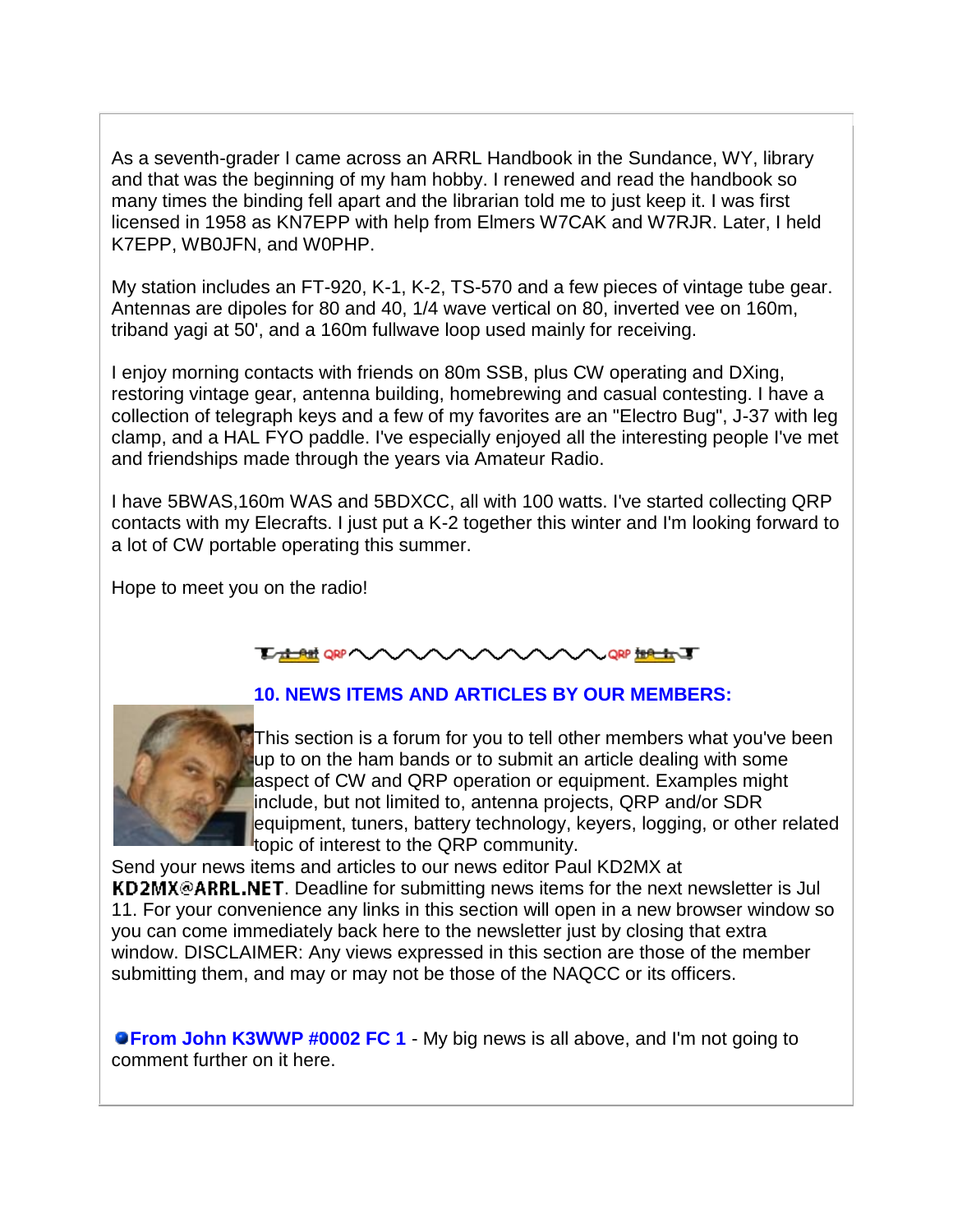As a seventh-grader I came across an ARRL Handbook in the Sundance, WY, library and that was the beginning of my ham hobby. I renewed and read the handbook so many times the binding fell apart and the librarian told me to just keep it. I was first licensed in 1958 as KN7EPP with help from Elmers W7CAK and W7RJR. Later, I held K7EPP, WB0JFN, and W0PHP.

My station includes an FT-920, K-1, K-2, TS-570 and a few pieces of vintage tube gear. Antennas are dipoles for 80 and 40, 1/4 wave vertical on 80, inverted vee on 160m, triband yagi at 50', and a 160m fullwave loop used mainly for receiving.

I enjoy morning contacts with friends on 80m SSB, plus CW operating and DXing, restoring vintage gear, antenna building, homebrewing and casual contesting. I have a collection of telegraph keys and a few of my favorites are an "Electro Bug", J-37 with leg clamp, and a HAL FYO paddle. I've especially enjoyed all the interesting people I've met and friendships made through the years via Amateur Radio.

I have 5BWAS,160m WAS and 5BDXCC, all with 100 watts. I've started collecting QRP contacts with my Elecrafts. I just put a K-2 together this winter and I'm looking forward to a lot of CW portable operating this summer.

Hope to meet you on the radio!

## 10. NEWS ITEMS AND ARTICLES BY OUR MEMBERS:

This section is a forum for you to tell other members what you've been up to on the ham bands or to submit an article dealing with some aspect of CW and QRP operation or equipment. Examples might include, but not limited to, antenna projects, QRP and/or SDR equipment, tuners, battery technology, keyers, logging, or other related topic of interest to the QRP community.

Send your news items and articles to our news editor Paul KD2MX at KD2MX@ARRL.NET. Deadline for submitting news items for the next newsletter is Jul 11. For your convenience any links in this section will open in a new browser window so you can come immediately back here to the newsletter just by closing that extra window. DISCLAIMER: Any views expressed in this section are those of the member submitting them, and may or may not be those of the NAQCC or its officers.

**From John K3WWP #0002 FC 1** - My big news is all above, and I'm not going to comment further on it here.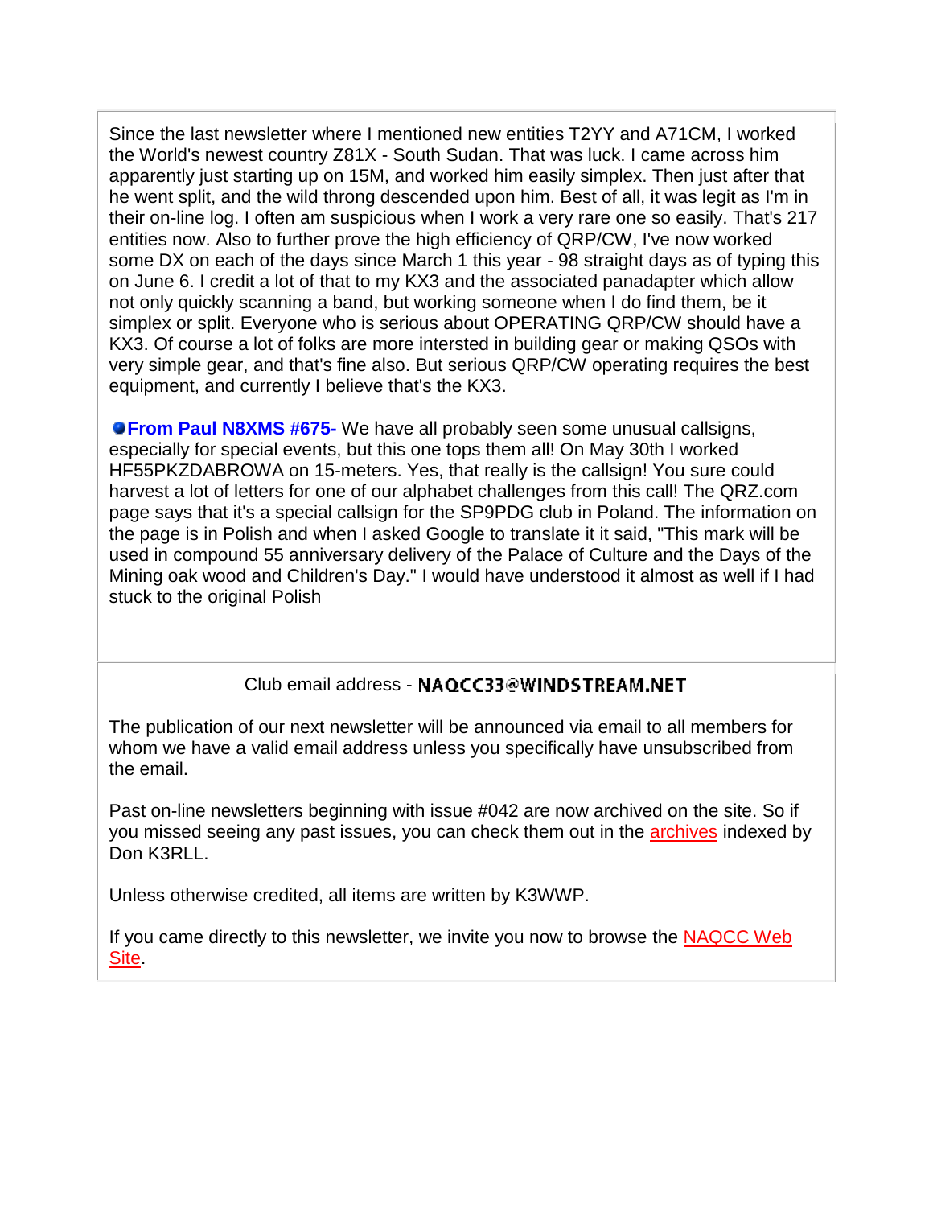Since the last newsletter where I mentioned new entities T2YY and A71CM, I worked the World's newest country Z81X - South Sudan. That was luck. I came across him apparently just starting up on 15M, and worked him easily simplex. Then just after that he went split, and the wild throng descended upon him. Best of all, it was legit as I'm in their on-line log. I often am suspicious when I work a very rare one so easily. That's 217 entities now. Also to further prove the high efficiency of QRP/CW, I've now worked some DX on each of the days since March 1 this year - 98 straight days as of typing this on June 6. I credit a lot of that to my KX3 and the associated panadapter which allow not only quickly scanning a band, but working someone when I do find them, be it simplex or split. Everyone who is serious about OPERATING QRP/CW should have a KX3. Of course a lot of folks are more intersted in building gear or making QSOs with very simple gear, and that's fine also. But serious QRP/CW operating requires the best equipment, and currently I believe that's the KX3.

**From Paul N8XMS #675-** We have all probably seen some unusual callsigns, especially for special events, but this one tops them all! On May 30th I worked HF55PKZDABROWA on 15-meters. Yes, that really is the callsign! You sure could harvest a lot of letters for one of our alphabet challenges from this call! The QRZ.com page says that it's a special callsign for the SP9PDG club in Poland. The information on the page is in Polish and when I asked Google to translate it it said, "This mark will be used in compound 55 anniversary delivery of the Palace of Culture and the Days of the Mining oak wood and Children's Day." I would have understood it almost as well if I had stuck to the original Polish

---

Club email address - NAQCC33@WINDSTREAM.NET

The publication of our next newsletter will be announced via email to all members for whom we have a valid email address unless you specifically have unsubscribed from the email.

Past on-line newsletters beginning with issue #042 are now archived on the site. So if you missed seeing any past issues, you can check them out in the archives indexed by Don K3RLL.

Unless otherwise credited, all items are written by K3WWP.

If you came directly to this newsletter, we invite you now to browse the NAQCC Web Site.